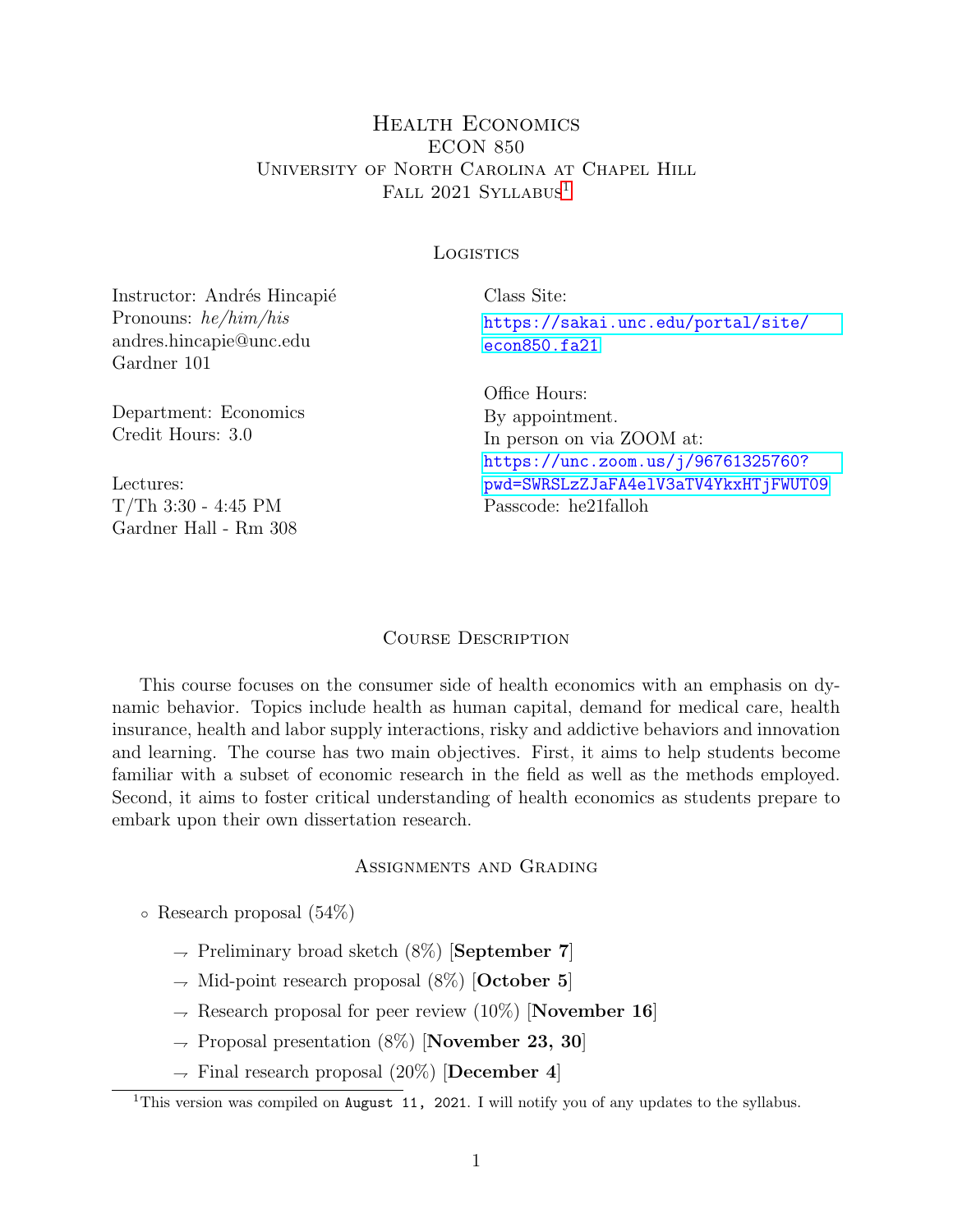# Health Economics
## ECON 850
## University of North Carolina at Chapel Hill
## Fall 2021 Syllabus[1]

### Logistics

Instructor: Andrés Hincapié
Pronouns: *he/him/his*
andres.hincapie@unc.edu
Gardner 101

Department: Economics
Credit Hours: 3.0

Lectures:
T/Th 3:30 - 4:45 PM
Gardner Hall - Rm 308

Class Site:
https://sakai.unc.edu/portal/site/econ850.fa21

Office Hours:
By appointment.
In person on via ZOOM at:
https://unc.zoom.us/j/96761325760?pwd=SWRSLzZJaFA4elV3aTV4YkxHTjFWUT09
Passcode: he21falloh

### Course Description

This course focuses on the consumer side of health economics with an emphasis on dynamic behavior. Topics include health as human capital, demand for medical care, health insurance, health and labor supply interactions, risky and addictive behaviors and innovation and learning. The course has two main objectives. First, it aims to help students become familiar with a subset of economic research in the field as well as the methods employed. Second, it aims to foster critical understanding of health economics as students prepare to embark upon their own dissertation research.

### Assignments and Grading

- Research proposal (54%)
  - Preliminary broad sketch (8%) [**September 7**]
  - Mid-point research proposal (8%) [**October 5**]
  - Research proposal for peer review (10%) [**November 16**]
  - Proposal presentation (8%) [**November 23, 30**]
  - Final research proposal (20%) [**December 4**]

[1] This version was compiled on `August 11, 2021`. I will notify you of any updates to the syllabus.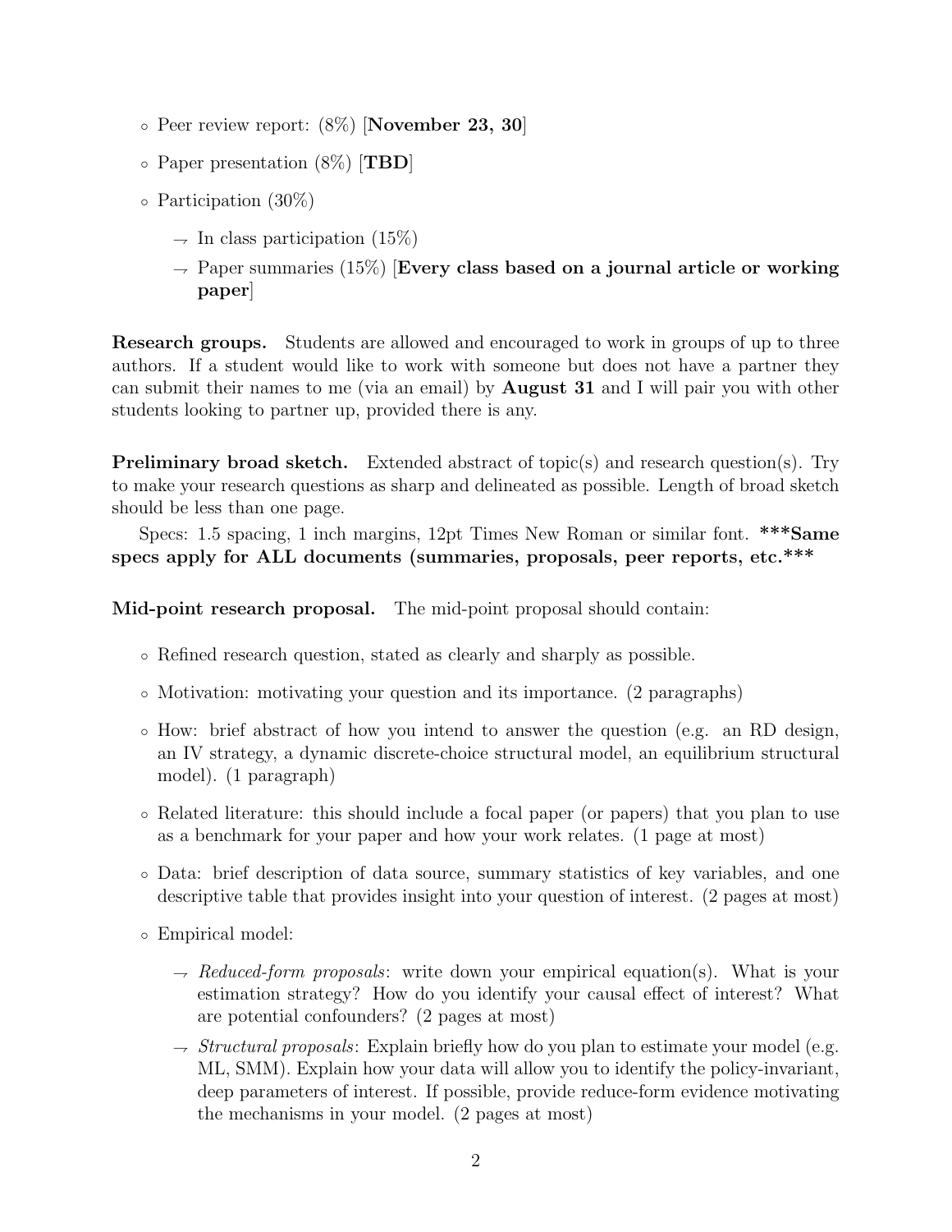- Peer review report: (8%) [**November 23, 30**]
- Paper presentation (8%) [**TBD**]
- Participation (30%)
  - In class participation (15%)
  - Paper summaries (15%) [**Every class based on a journal article or working paper**]

**Research groups.** Students are allowed and encouraged to work in groups of up to three authors. If a student would like to work with someone but does not have a partner they can submit their names to me (via an email) by **August 31** and I will pair you with other students looking to partner up, provided there is any.

**Preliminary broad sketch.** Extended abstract of topic(s) and research question(s). Try to make your research questions as sharp and delineated as possible. Length of broad sketch should be less than one page.

Specs: 1.5 spacing, 1 inch margins, 12pt Times New Roman or similar font. ***Same specs apply for ALL documents (summaries, proposals, peer reports, etc.)***

**Mid-point research proposal.** The mid-point proposal should contain:

- Refined research question, stated as clearly and sharply as possible.
- Motivation: motivating your question and its importance. (2 paragraphs)
- How: brief abstract of how you intend to answer the question (e.g. an RD design, an IV strategy, a dynamic discrete-choice structural model, an equilibrium structural model). (1 paragraph)
- Related literature: this should include a focal paper (or papers) that you plan to use as a benchmark for your paper and how your work relates. (1 page at most)
- Data: brief description of data source, summary statistics of key variables, and one descriptive table that provides insight into your question of interest. (2 pages at most)
- Empirical model:
  - *Reduced-form proposals*: write down your empirical equation(s). What is your estimation strategy? How do you identify your causal effect of interest? What are potential confounders? (2 pages at most)
  - *Structural proposals*: Explain briefly how do you plan to estimate your model (e.g. ML, SMM). Explain how your data will allow you to identify the policy-invariant, deep parameters of interest. If possible, provide reduce-form evidence motivating the mechanisms in your model. (2 pages at most)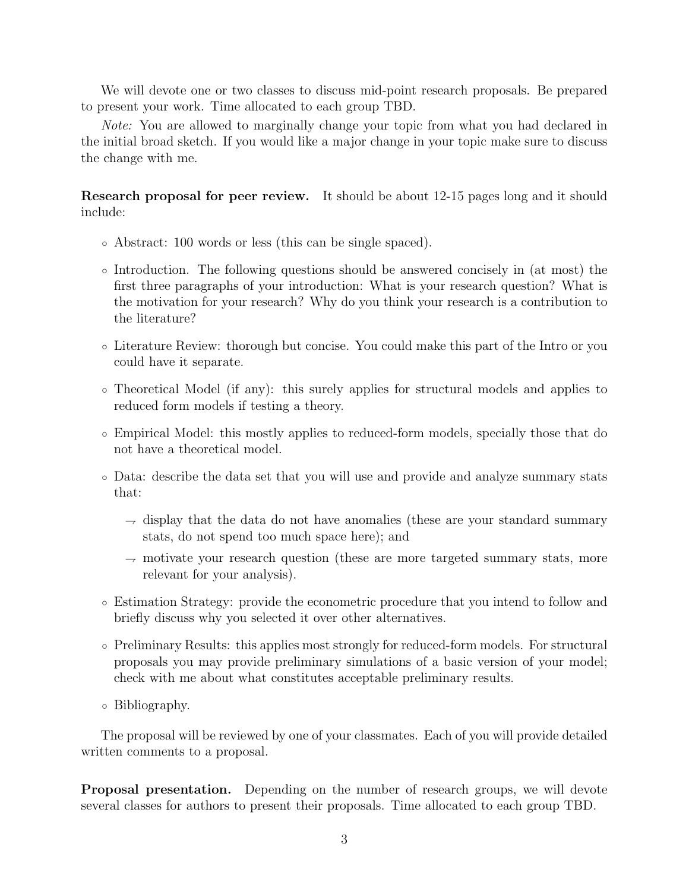We will devote one or two classes to discuss mid-point research proposals. Be prepared to present your work. Time allocated to each group TBD.

*Note:* You are allowed to marginally change your topic from what you had declared in the initial broad sketch. If you would like a major change in your topic make sure to discuss the change with me.

**Research proposal for peer review.** It should be about 12-15 pages long and it should include:

- Abstract: 100 words or less (this can be single spaced).
- Introduction. The following questions should be answered concisely in (at most) the first three paragraphs of your introduction: What is your research question? What is the motivation for your research? Why do you think your research is a contribution to the literature?
- Literature Review: thorough but concise. You could make this part of the Intro or you could have it separate.
- Theoretical Model (if any): this surely applies for structural models and applies to reduced form models if testing a theory.
- Empirical Model: this mostly applies to reduced-form models, specially those that do not have a theoretical model.
- Data: describe the data set that you will use and provide and analyze summary stats that:
  - → display that the data do not have anomalies (these are your standard summary stats, do not spend too much space here); and
  - → motivate your research question (these are more targeted summary stats, more relevant for your analysis).
- Estimation Strategy: provide the econometric procedure that you intend to follow and briefly discuss why you selected it over other alternatives.
- Preliminary Results: this applies most strongly for reduced-form models. For structural proposals you may provide preliminary simulations of a basic version of your model; check with me about what constitutes acceptable preliminary results.
- Bibliography.

The proposal will be reviewed by one of your classmates. Each of you will provide detailed written comments to a proposal.

**Proposal presentation.** Depending on the number of research groups, we will devote several classes for authors to present their proposals. Time allocated to each group TBD.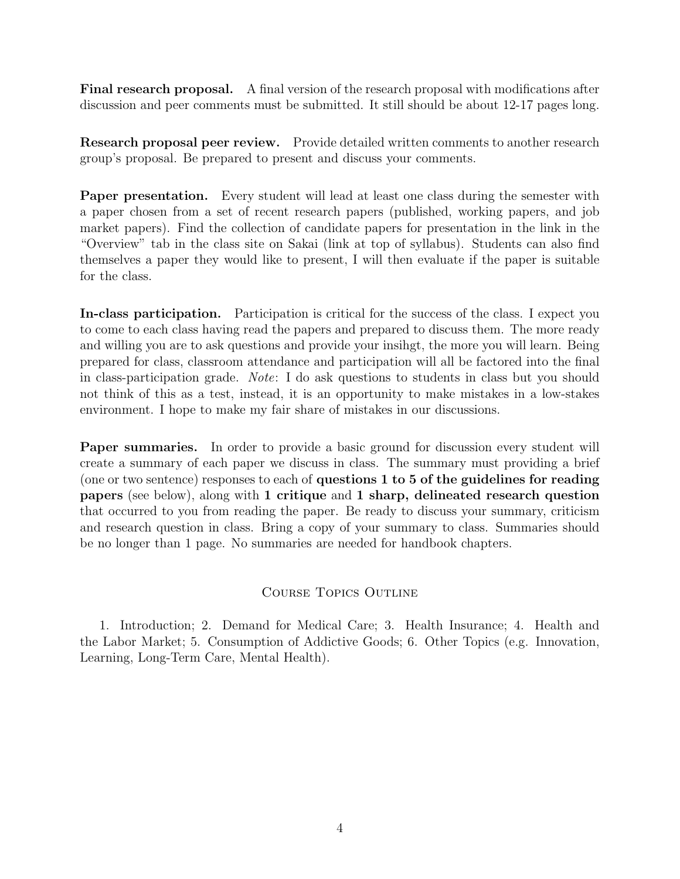**Final research proposal.** A final version of the research proposal with modifications after discussion and peer comments must be submitted. It still should be about 12-17 pages long.

**Research proposal peer review.** Provide detailed written comments to another research group's proposal. Be prepared to present and discuss your comments.

**Paper presentation.** Every student will lead at least one class during the semester with a paper chosen from a set of recent research papers (published, working papers, and job market papers). Find the collection of candidate papers for presentation in the link in the "Overview" tab in the class site on Sakai (link at top of syllabus). Students can also find themselves a paper they would like to present, I will then evaluate if the paper is suitable for the class.

**In-class participation.** Participation is critical for the success of the class. I expect you to come to each class having read the papers and prepared to discuss them. The more ready and willing you are to ask questions and provide your insihgt, the more you will learn. Being prepared for class, classroom attendance and participation will all be factored into the final in class-participation grade. *Note*: I do ask questions to students in class but you should not think of this as a test, instead, it is an opportunity to make mistakes in a low-stakes environment. I hope to make my fair share of mistakes in our discussions.

**Paper summaries.** In order to provide a basic ground for discussion every student will create a summary of each paper we discuss in class. The summary must providing a brief (one or two sentence) responses to each of **questions 1 to 5 of the guidelines for reading papers** (see below), along with **1 critique** and **1 sharp, delineated research question** that occurred to you from reading the paper. Be ready to discuss your summary, criticism and research question in class. Bring a copy of your summary to class. Summaries should be no longer than 1 page. No summaries are needed for handbook chapters.

## Course Topics Outline

1. Introduction; 2. Demand for Medical Care; 3. Health Insurance; 4. Health and the Labor Market; 5. Consumption of Addictive Goods; 6. Other Topics (e.g. Innovation, Learning, Long-Term Care, Mental Health).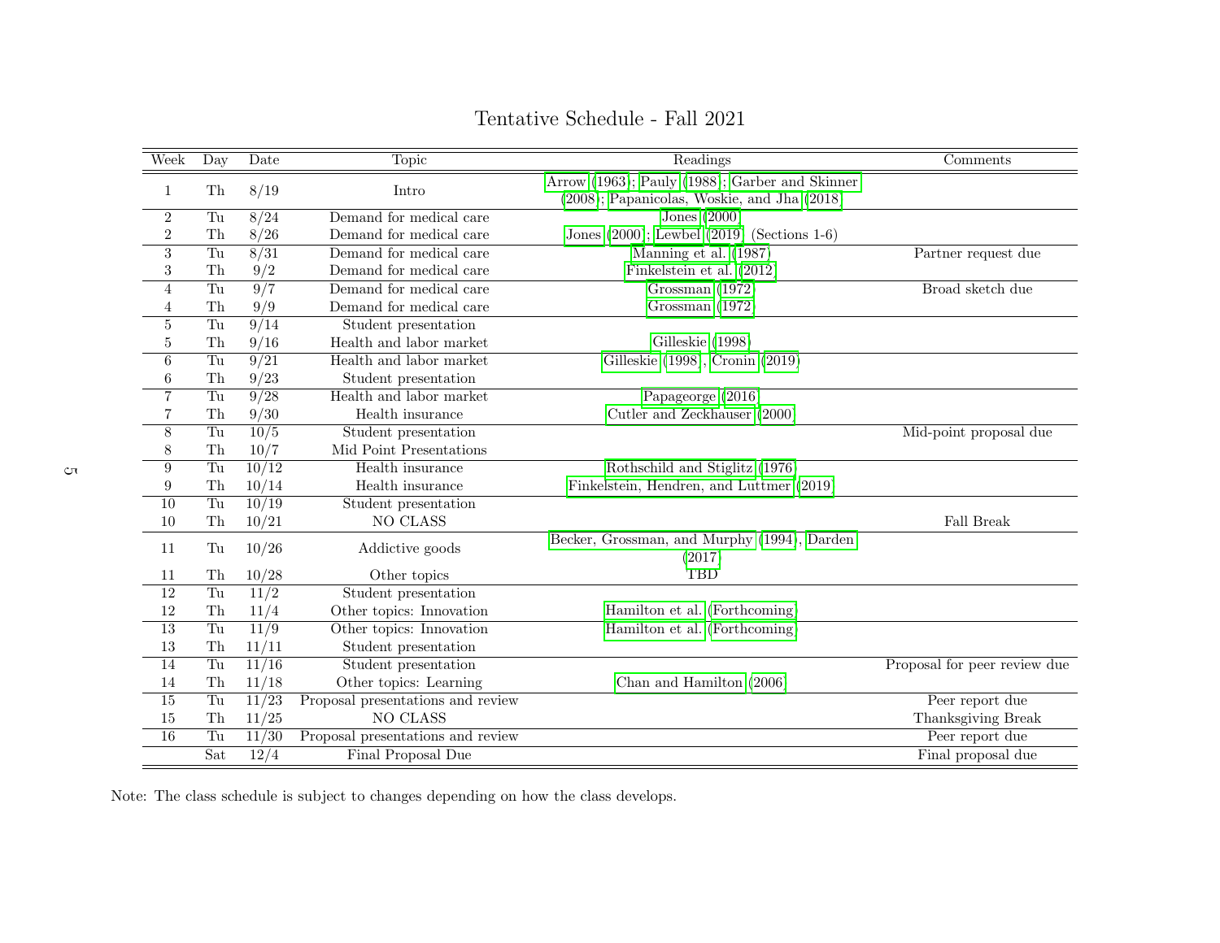# Tentative Schedule - Fall 2021

| Week | Day | Date | Topic | Readings | Comments |
|---|---|---|---|---|---|
| 1 | Th | 8/19 | Intro | Arrow (1963); Pauly (1988); Garber and Skinner (2008); Papanicolas, Woskie, and Jha (2018) | |
| 2 | Tu | 8/24 | Demand for medical care | Jones (2000) | |
| 2 | Th | 8/26 | Demand for medical care | Jones (2000); Lewbel (2019) (Sections 1-6) | |
| 3 | Tu | 8/31 | Demand for medical care | Manning et al. (1987) | Partner request due |
| 3 | Th | 9/2 | Demand for medical care | Finkelstein et al. (2012) | |
| 4 | Tu | 9/7 | Demand for medical care | Grossman (1972) | Broad sketch due |
| 4 | Th | 9/9 | Demand for medical care | Grossman (1972) | |
| 5 | Tu | 9/14 | Student presentation | | |
| 5 | Th | 9/16 | Health and labor market | Gilleskie (1998) | |
| 6 | Tu | 9/21 | Health and labor market | Gilleskie (1998), Cronin (2019) | |
| 6 | Th | 9/23 | Student presentation | | |
| 7 | Tu | 9/28 | Health and labor market | Papageorge (2016) | |
| 7 | Th | 9/30 | Health insurance | Cutler and Zeckhauser (2000) | |
| 8 | Tu | 10/5 | Student presentation | | Mid-point proposal due |
| 8 | Th | 10/7 | Mid Point Presentations | | |
| 9 | Tu | 10/12 | Health insurance | Rothschild and Stiglitz (1976) | |
| 9 | Th | 10/14 | Health insurance | Finkelstein, Hendren, and Luttmer (2019) | |
| 10 | Tu | 10/19 | Student presentation | | |
| 10 | Th | 10/21 | NO CLASS | | Fall Break |
| 11 | Tu | 10/26 | Addictive goods | Becker, Grossman, and Murphy (1994), Darden (2017) | |
| 11 | Th | 10/28 | Other topics | TBD | |
| 12 | Tu | 11/2 | Student presentation | | |
| 12 | Th | 11/4 | Other topics: Innovation | Hamilton et al. (Forthcoming) | |
| 13 | Tu | 11/9 | Other topics: Innovation | Hamilton et al. (Forthcoming) | |
| 13 | Th | 11/11 | Student presentation | | |
| 14 | Tu | 11/16 | Student presentation | | Proposal for peer review due |
| 14 | Th | 11/18 | Other topics: Learning | Chan and Hamilton (2006) | |
| 15 | Tu | 11/23 | Proposal presentations and review | | Peer report due |
| 15 | Th | 11/25 | NO CLASS | | Thanksgiving Break |
| 16 | Tu | 11/30 | Proposal presentations and review | | Peer report due |
| | Sat | 12/4 | Final Proposal Due | | Final proposal due |

Note: The class schedule is subject to changes depending on how the class develops.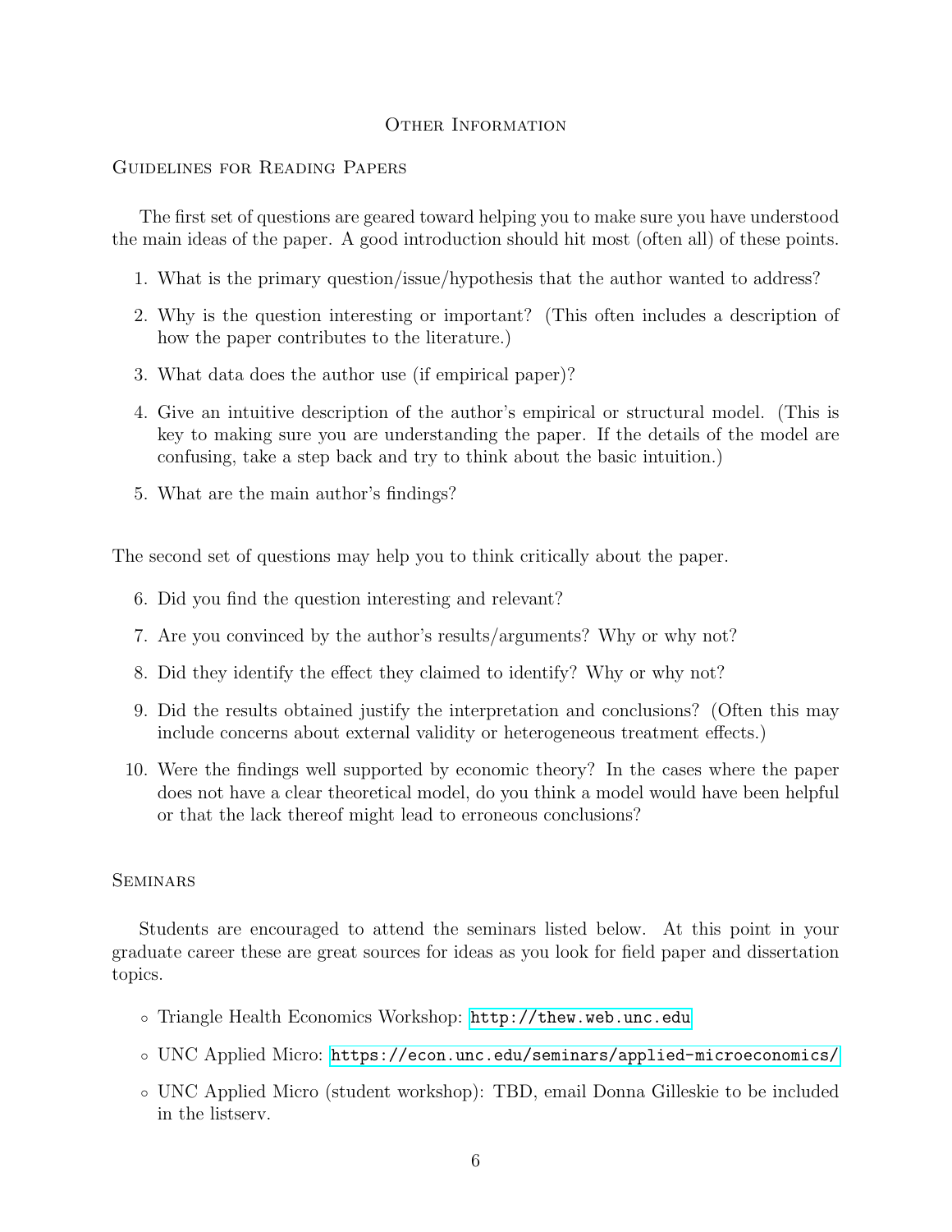## Other Information

### Guidelines for Reading Papers

The first set of questions are geared toward helping you to make sure you have understood the main ideas of the paper. A good introduction should hit most (often all) of these points.

1. What is the primary question/issue/hypothesis that the author wanted to address?
2. Why is the question interesting or important? (This often includes a description of how the paper contributes to the literature.)
3. What data does the author use (if empirical paper)?
4. Give an intuitive description of the author's empirical or structural model. (This is key to making sure you are understanding the paper. If the details of the model are confusing, take a step back and try to think about the basic intuition.)
5. What are the main author's findings?

The second set of questions may help you to think critically about the paper.

6. Did you find the question interesting and relevant?
7. Are you convinced by the author's results/arguments? Why or why not?
8. Did they identify the effect they claimed to identify? Why or why not?
9. Did the results obtained justify the interpretation and conclusions? (Often this may include concerns about external validity or heterogeneous treatment effects.)
10. Were the findings well supported by economic theory? In the cases where the paper does not have a clear theoretical model, do you think a model would have been helpful or that the lack thereof might lead to erroneous conclusions?

### Seminars

Students are encouraged to attend the seminars listed below. At this point in your graduate career these are great sources for ideas as you look for field paper and dissertation topics.

- Triangle Health Economics Workshop: http://thew.web.unc.edu
- UNC Applied Micro: https://econ.unc.edu/seminars/applied-microeconomics/
- UNC Applied Micro (student workshop): TBD, email Donna Gilleskie to be included in the listserv.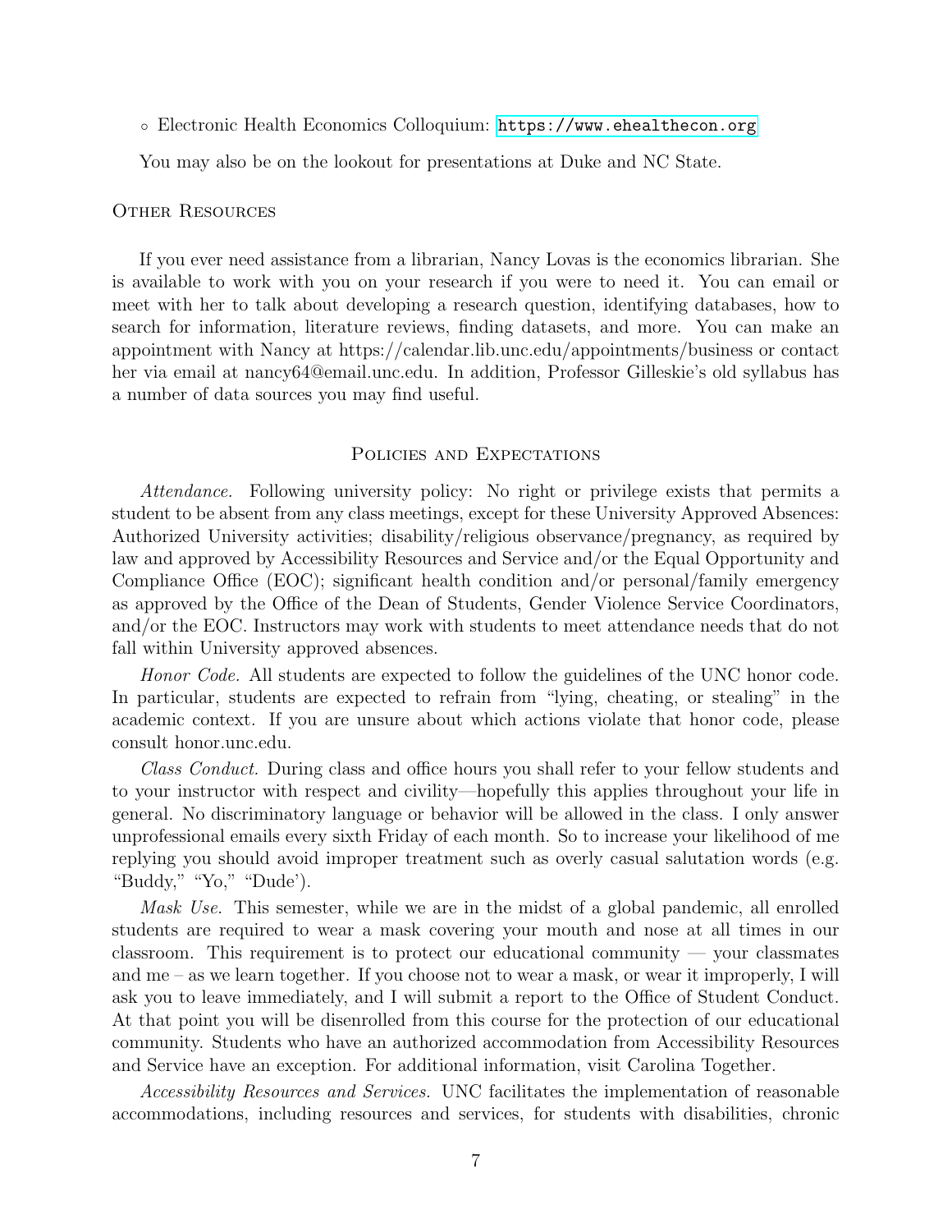- Electronic Health Economics Colloquium: https://www.ehealthecon.org

You may also be on the lookout for presentations at Duke and NC State.

### Other Resources

If you ever need assistance from a librarian, Nancy Lovas is the economics librarian. She is available to work with you on your research if you were to need it. You can email or meet with her to talk about developing a research question, identifying databases, how to search for information, literature reviews, finding datasets, and more. You can make an appointment with Nancy at https://calendar.lib.unc.edu/appointments/business or contact her via email at nancy64@email.unc.edu. In addition, Professor Gilleskie's old syllabus has a number of data sources you may find useful.

## Policies and Expectations

*Attendance.* Following university policy: No right or privilege exists that permits a student to be absent from any class meetings, except for these University Approved Absences: Authorized University activities; disability/religious observance/pregnancy, as required by law and approved by Accessibility Resources and Service and/or the Equal Opportunity and Compliance Office (EOC); significant health condition and/or personal/family emergency as approved by the Office of the Dean of Students, Gender Violence Service Coordinators, and/or the EOC. Instructors may work with students to meet attendance needs that do not fall within University approved absences.

*Honor Code.* All students are expected to follow the guidelines of the UNC honor code. In particular, students are expected to refrain from "lying, cheating, or stealing" in the academic context. If you are unsure about which actions violate that honor code, please consult honor.unc.edu.

*Class Conduct.* During class and office hours you shall refer to your fellow students and to your instructor with respect and civility—hopefully this applies throughout your life in general. No discriminatory language or behavior will be allowed in the class. I only answer unprofessional emails every sixth Friday of each month. So to increase your likelihood of me replying you should avoid improper treatment such as overly casual salutation words (e.g. "Buddy," "Yo," "Dude').

*Mask Use.* This semester, while we are in the midst of a global pandemic, all enrolled students are required to wear a mask covering your mouth and nose at all times in our classroom. This requirement is to protect our educational community — your classmates and me – as we learn together. If you choose not to wear a mask, or wear it improperly, I will ask you to leave immediately, and I will submit a report to the Office of Student Conduct. At that point you will be disenrolled from this course for the protection of our educational community. Students who have an authorized accommodation from Accessibility Resources and Service have an exception. For additional information, visit Carolina Together.

*Accessibility Resources and Services.* UNC facilitates the implementation of reasonable accommodations, including resources and services, for students with disabilities, chronic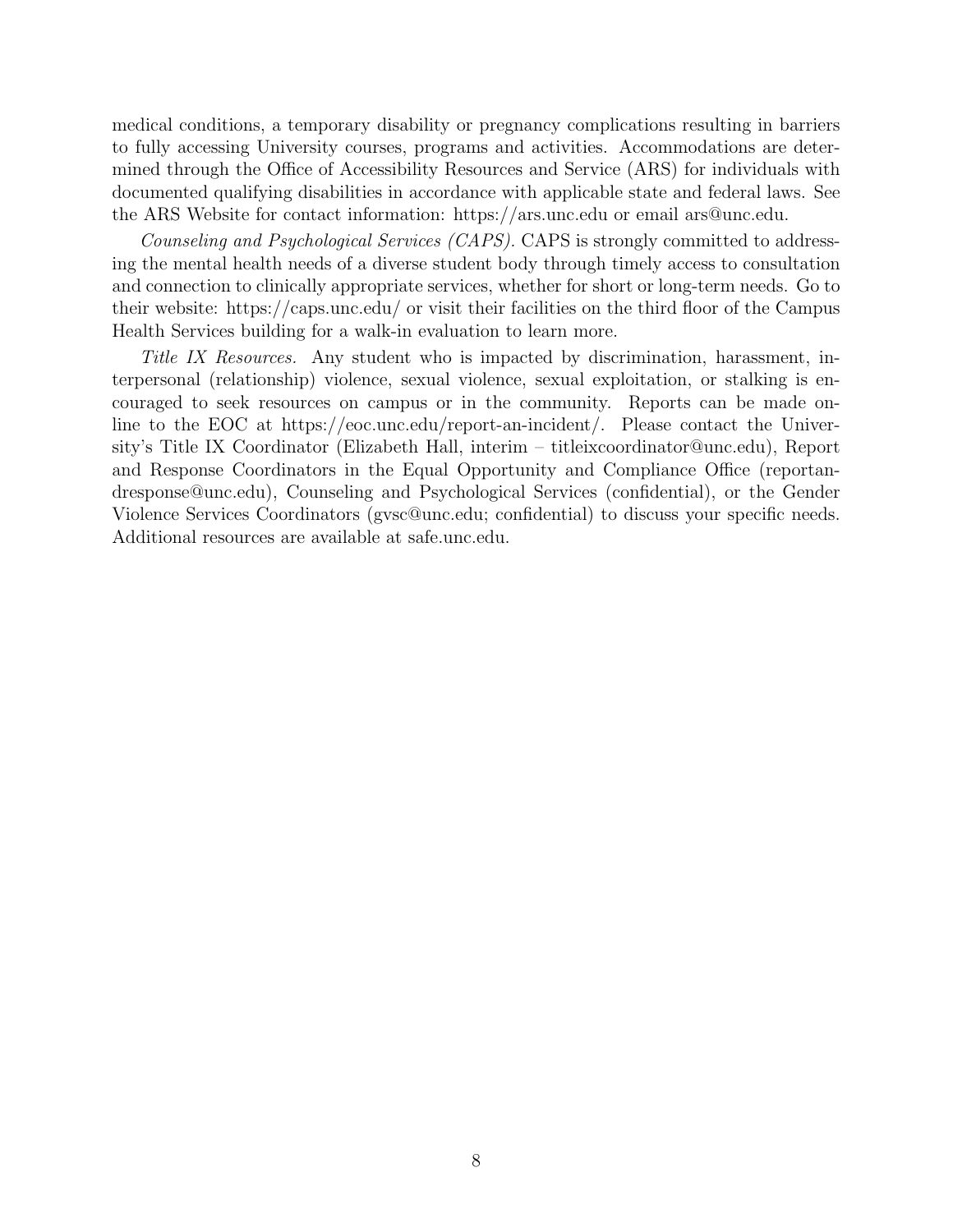medical conditions, a temporary disability or pregnancy complications resulting in barriers to fully accessing University courses, programs and activities. Accommodations are determined through the Office of Accessibility Resources and Service (ARS) for individuals with documented qualifying disabilities in accordance with applicable state and federal laws. See the ARS Website for contact information: https://ars.unc.edu or email ars@unc.edu.

*Counseling and Psychological Services (CAPS).* CAPS is strongly committed to addressing the mental health needs of a diverse student body through timely access to consultation and connection to clinically appropriate services, whether for short or long-term needs. Go to their website: https://caps.unc.edu/ or visit their facilities on the third floor of the Campus Health Services building for a walk-in evaluation to learn more.

*Title IX Resources.* Any student who is impacted by discrimination, harassment, interpersonal (relationship) violence, sexual violence, sexual exploitation, or stalking is encouraged to seek resources on campus or in the community. Reports can be made online to the EOC at https://eoc.unc.edu/report-an-incident/. Please contact the University's Title IX Coordinator (Elizabeth Hall, interim – titleixcoordinator@unc.edu), Report and Response Coordinators in the Equal Opportunity and Compliance Office (reportandresponse@unc.edu), Counseling and Psychological Services (confidential), or the Gender Violence Services Coordinators (gvsc@unc.edu; confidential) to discuss your specific needs. Additional resources are available at safe.unc.edu.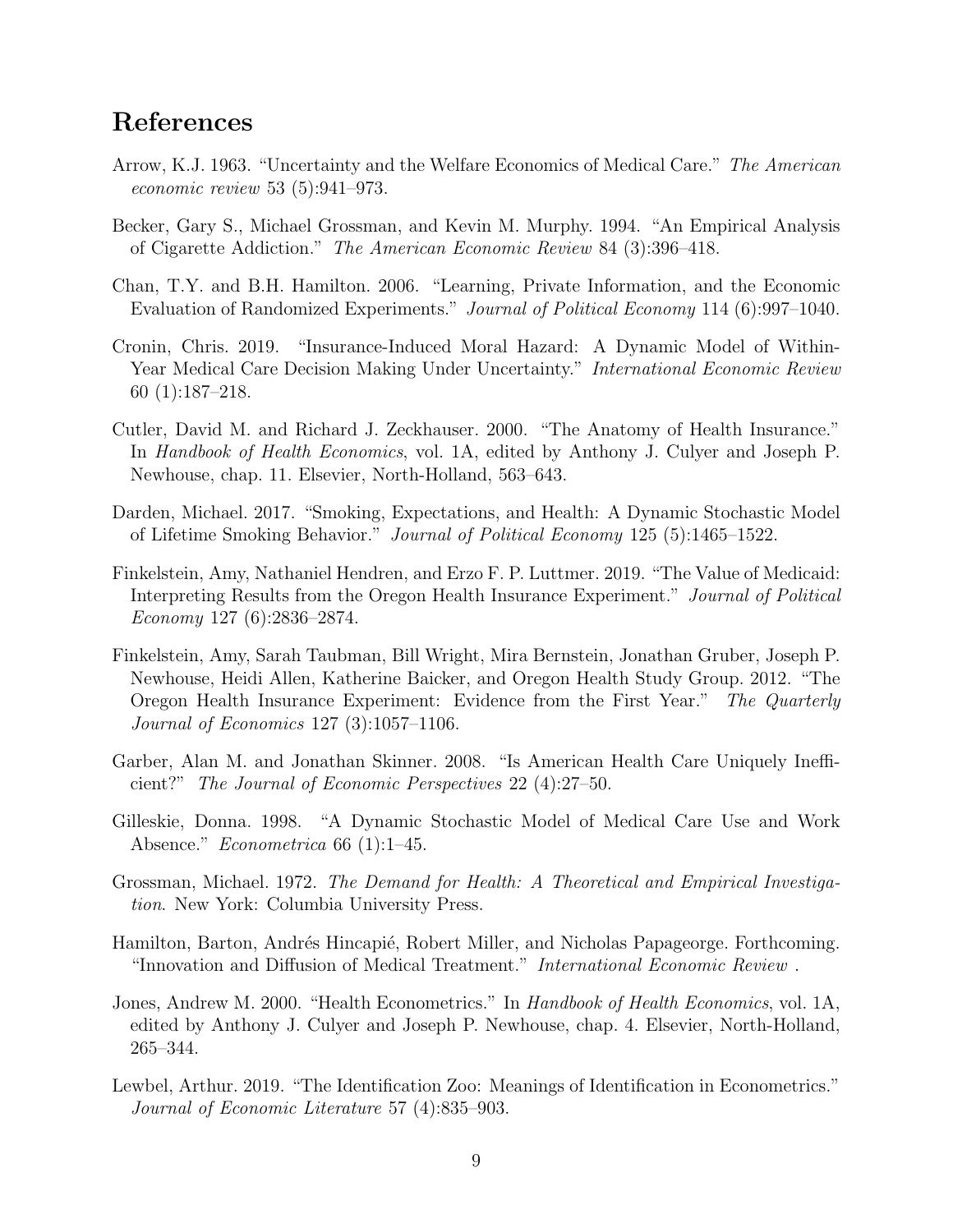## References

Arrow, K.J. 1963. "Uncertainty and the Welfare Economics of Medical Care." *The American economic review* 53 (5):941–973.

Becker, Gary S., Michael Grossman, and Kevin M. Murphy. 1994. "An Empirical Analysis of Cigarette Addiction." *The American Economic Review* 84 (3):396–418.

Chan, T.Y. and B.H. Hamilton. 2006. "Learning, Private Information, and the Economic Evaluation of Randomized Experiments." *Journal of Political Economy* 114 (6):997–1040.

Cronin, Chris. 2019. "Insurance-Induced Moral Hazard: A Dynamic Model of Within-Year Medical Care Decision Making Under Uncertainty." *International Economic Review* 60 (1):187–218.

Cutler, David M. and Richard J. Zeckhauser. 2000. "The Anatomy of Health Insurance." In *Handbook of Health Economics*, vol. 1A, edited by Anthony J. Culyer and Joseph P. Newhouse, chap. 11. Elsevier, North-Holland, 563–643.

Darden, Michael. 2017. "Smoking, Expectations, and Health: A Dynamic Stochastic Model of Lifetime Smoking Behavior." *Journal of Political Economy* 125 (5):1465–1522.

Finkelstein, Amy, Nathaniel Hendren, and Erzo F. P. Luttmer. 2019. "The Value of Medicaid: Interpreting Results from the Oregon Health Insurance Experiment." *Journal of Political Economy* 127 (6):2836–2874.

Finkelstein, Amy, Sarah Taubman, Bill Wright, Mira Bernstein, Jonathan Gruber, Joseph P. Newhouse, Heidi Allen, Katherine Baicker, and Oregon Health Study Group. 2012. "The Oregon Health Insurance Experiment: Evidence from the First Year." *The Quarterly Journal of Economics* 127 (3):1057–1106.

Garber, Alan M. and Jonathan Skinner. 2008. "Is American Health Care Uniquely Inefficient?" *The Journal of Economic Perspectives* 22 (4):27–50.

Gilleskie, Donna. 1998. "A Dynamic Stochastic Model of Medical Care Use and Work Absence." *Econometrica* 66 (1):1–45.

Grossman, Michael. 1972. *The Demand for Health: A Theoretical and Empirical Investigation*. New York: Columbia University Press.

Hamilton, Barton, Andrés Hincapié, Robert Miller, and Nicholas Papageorge. Forthcoming. "Innovation and Diffusion of Medical Treatment." *International Economic Review* .

Jones, Andrew M. 2000. "Health Econometrics." In *Handbook of Health Economics*, vol. 1A, edited by Anthony J. Culyer and Joseph P. Newhouse, chap. 4. Elsevier, North-Holland, 265–344.

Lewbel, Arthur. 2019. "The Identification Zoo: Meanings of Identification in Econometrics." *Journal of Economic Literature* 57 (4):835–903.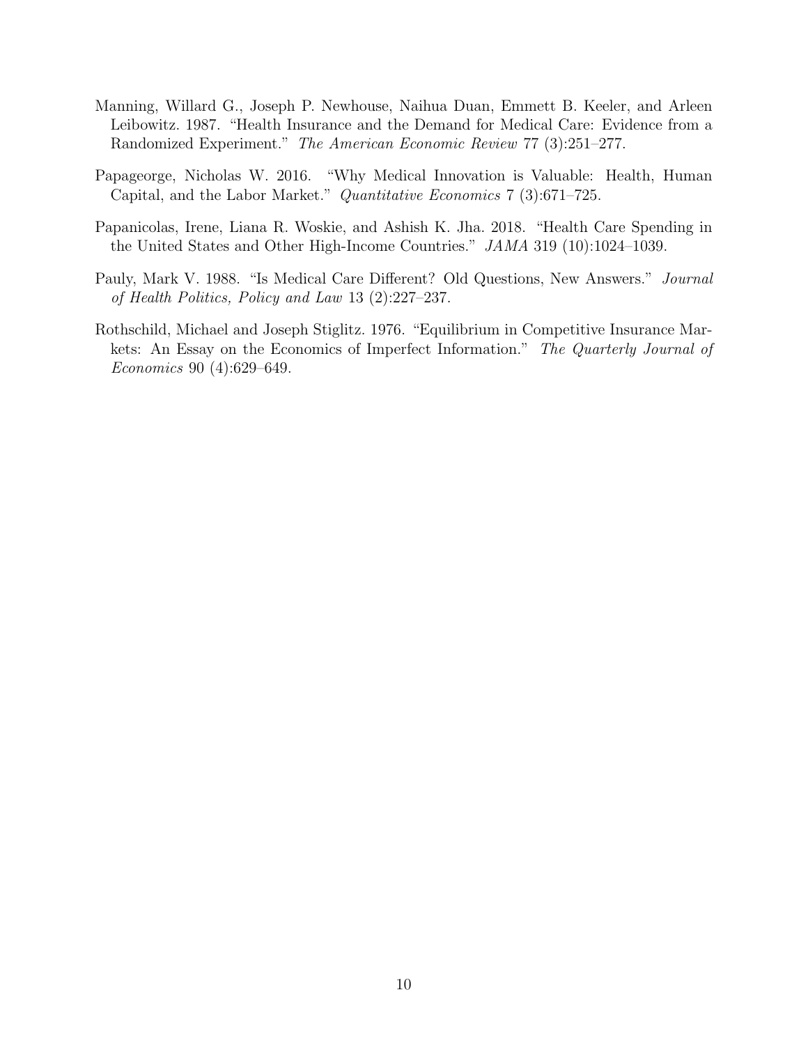Manning, Willard G., Joseph P. Newhouse, Naihua Duan, Emmett B. Keeler, and Arleen Leibowitz. 1987. "Health Insurance and the Demand for Medical Care: Evidence from a Randomized Experiment." *The American Economic Review* 77 (3):251–277.

Papageorge, Nicholas W. 2016. "Why Medical Innovation is Valuable: Health, Human Capital, and the Labor Market." *Quantitative Economics* 7 (3):671–725.

Papanicolas, Irene, Liana R. Woskie, and Ashish K. Jha. 2018. "Health Care Spending in the United States and Other High-Income Countries." *JAMA* 319 (10):1024–1039.

Pauly, Mark V. 1988. "Is Medical Care Different? Old Questions, New Answers." *Journal of Health Politics, Policy and Law* 13 (2):227–237.

Rothschild, Michael and Joseph Stiglitz. 1976. "Equilibrium in Competitive Insurance Markets: An Essay on the Economics of Imperfect Information." *The Quarterly Journal of Economics* 90 (4):629–649.